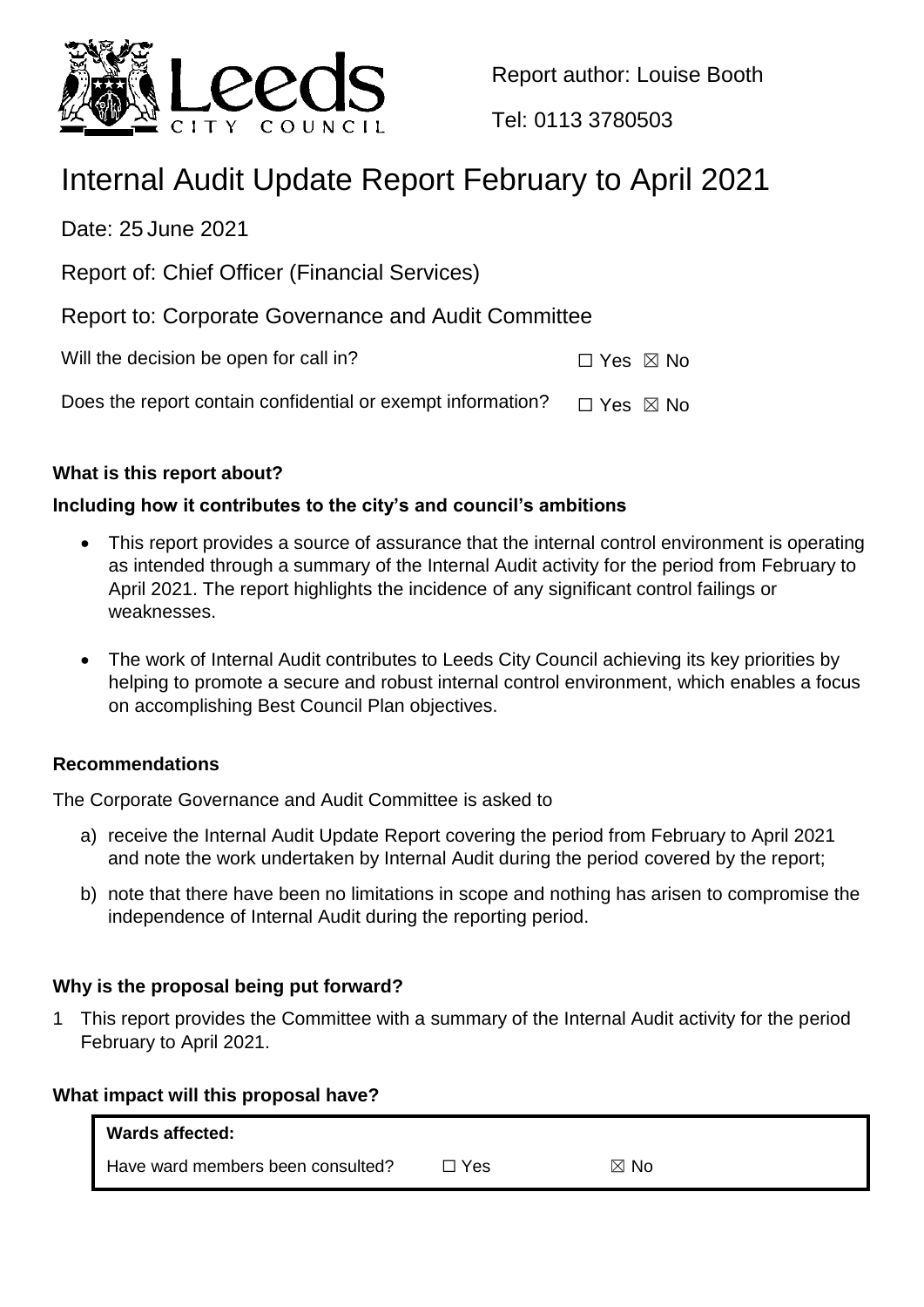Report author: Louise Booth

Tel: 0113 3780503

# Internal Audit Update Report February to April 2021

Date: 25 June 2021

Report of: Chief Officer (Financial Services)

Report to: Corporate Governance and Audit Committee

Will the decision be open for call in? ☐ Yes ☒ No

Does the report contain confidential or exempt information? ☐ Yes ☒ No

**What is this report about?**

**Including how it contributes to the city's and council's ambitions**

- This report provides a source of assurance that the internal control environment is operating as intended through a summary of the Internal Audit activity for the period from February to April 2021. The report highlights the incidence of any significant control failings or weaknesses.
- The work of Internal Audit contributes to Leeds City Council achieving its key priorities by helping to promote a secure and robust internal control environment, which enables a focus on accomplishing Best Council Plan objectives.

**Recommendations**

The Corporate Governance and Audit Committee is asked to

a) receive the Internal Audit Update Report covering the period from February to April 2021 and note the work undertaken by Internal Audit during the period covered by the report;

b) note that there have been no limitations in scope and nothing has arisen to compromise the independence of Internal Audit during the reporting period.

**Why is the proposal being put forward?**

1 This report provides the Committee with a summary of the Internal Audit activity for the period February to April 2021.

**What impact will this proposal have?**

| **Wards affected:** | | |
|---|---|---|
| Have ward members been consulted? | ☐ Yes | ☒ No |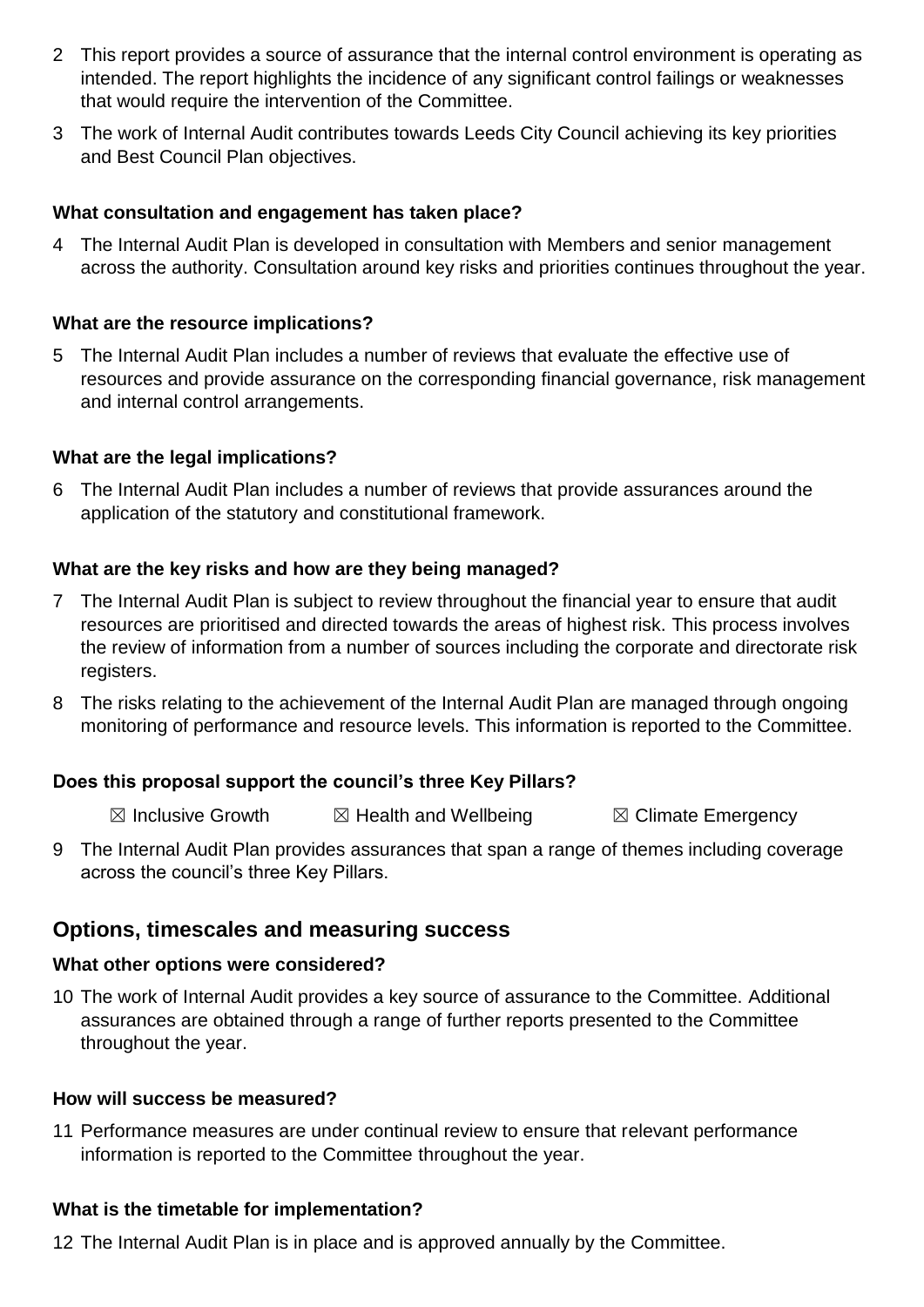2 This report provides a source of assurance that the internal control environment is operating as intended. The report highlights the incidence of any significant control failings or weaknesses that would require the intervention of the Committee.

3 The work of Internal Audit contributes towards Leeds City Council achieving its key priorities and Best Council Plan objectives.

**What consultation and engagement has taken place?**

4 The Internal Audit Plan is developed in consultation with Members and senior management across the authority. Consultation around key risks and priorities continues throughout the year.

**What are the resource implications?**

5 The Internal Audit Plan includes a number of reviews that evaluate the effective use of resources and provide assurance on the corresponding financial governance, risk management and internal control arrangements.

**What are the legal implications?**

6 The Internal Audit Plan includes a number of reviews that provide assurances around the application of the statutory and constitutional framework.

**What are the key risks and how are they being managed?**

7 The Internal Audit Plan is subject to review throughout the financial year to ensure that audit resources are prioritised and directed towards the areas of highest risk. This process involves the review of information from a number of sources including the corporate and directorate risk registers.

8 The risks relating to the achievement of the Internal Audit Plan are managed through ongoing monitoring of performance and resource levels. This information is reported to the Committee.

**Does this proposal support the council's three Key Pillars?**

☒ Inclusive Growth ☒ Health and Wellbeing ☒ Climate Emergency

9 The Internal Audit Plan provides assurances that span a range of themes including coverage across the council's three Key Pillars.

## Options, timescales and measuring success

**What other options were considered?**

10 The work of Internal Audit provides a key source of assurance to the Committee. Additional assurances are obtained through a range of further reports presented to the Committee throughout the year.

**How will success be measured?**

11 Performance measures are under continual review to ensure that relevant performance information is reported to the Committee throughout the year.

**What is the timetable for implementation?**

12 The Internal Audit Plan is in place and is approved annually by the Committee.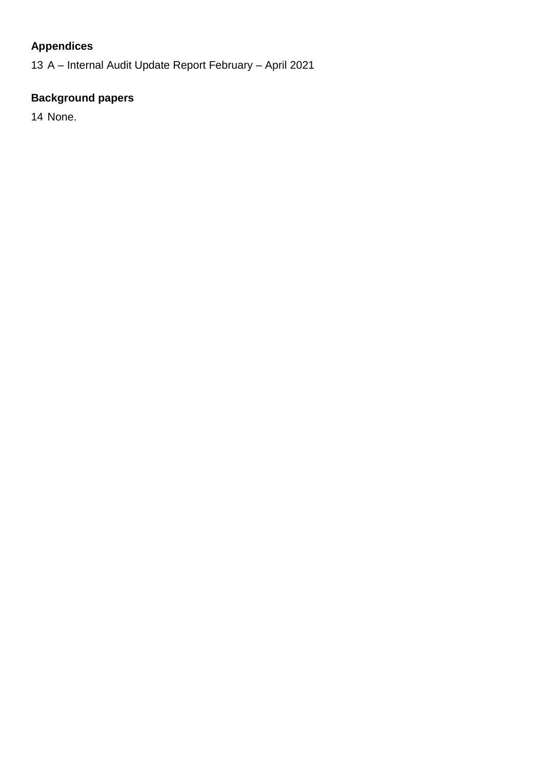**Appendices**

13 A – Internal Audit Update Report February – April 2021

**Background papers**

14 None.